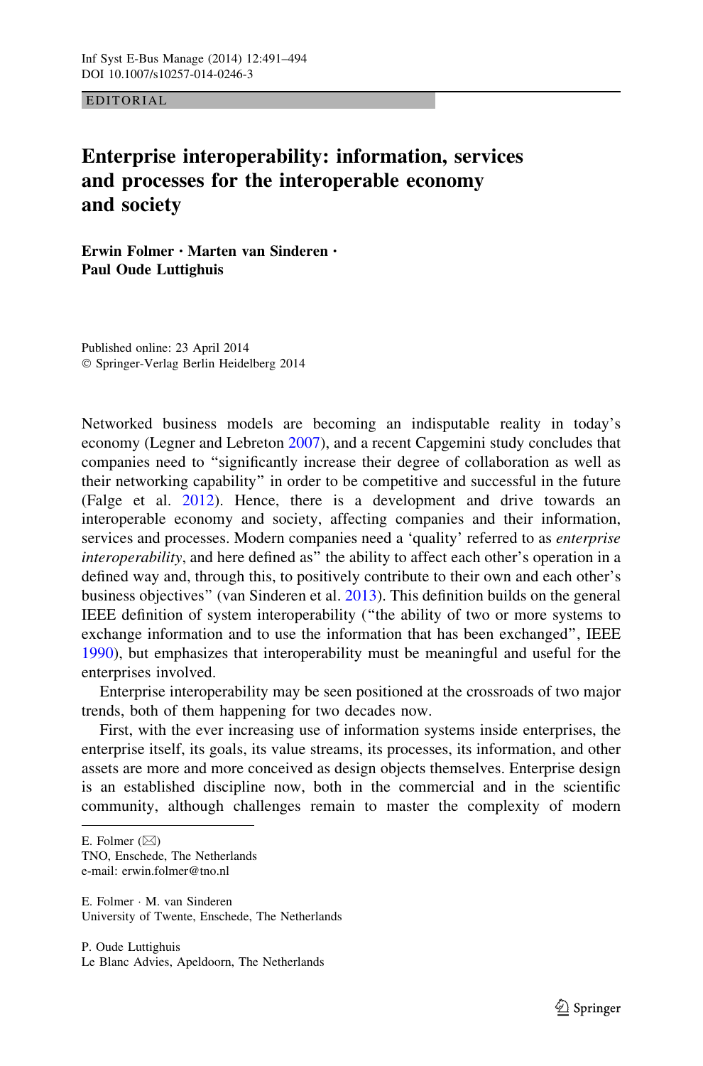EDITORIAL

# Enterprise interoperability: information, services and processes for the interoperable economy and society

**Erwin Folmer · Marten van Sinderen · Paul Oude Luttighuis**

Published online: 23 April 2014
© Springer-Verlag Berlin Heidelberg 2014

Networked business models are becoming an indisputable reality in today's economy (Legner and Lebreton 2007), and a recent Capgemini study concludes that companies need to "significantly increase their degree of collaboration as well as their networking capability" in order to be competitive and successful in the future (Falge et al. 2012). Hence, there is a development and drive towards an interoperable economy and society, affecting companies and their information, services and processes. Modern companies need a 'quality' referred to as *enterprise interoperability*, and here defined as" the ability to affect each other's operation in a defined way and, through this, to positively contribute to their own and each other's business objectives" (van Sinderen et al. 2013). This definition builds on the general IEEE definition of system interoperability ("the ability of two or more systems to exchange information and to use the information that has been exchanged", IEEE 1990), but emphasizes that interoperability must be meaningful and useful for the enterprises involved.

Enterprise interoperability may be seen positioned at the crossroads of two major trends, both of them happening for two decades now.

First, with the ever increasing use of information systems inside enterprises, the enterprise itself, its goals, its value streams, its processes, its information, and other assets are more and more conceived as design objects themselves. Enterprise design is an established discipline now, both in the commercial and in the scientific community, although challenges remain to master the complexity of modern

---

E. Folmer (✉)
TNO, Enschede, The Netherlands
e-mail: erwin.folmer@tno.nl

E. Folmer · M. van Sinderen
University of Twente, Enschede, The Netherlands

P. Oude Luttighuis
Le Blanc Advies, Apeldoorn, The Netherlands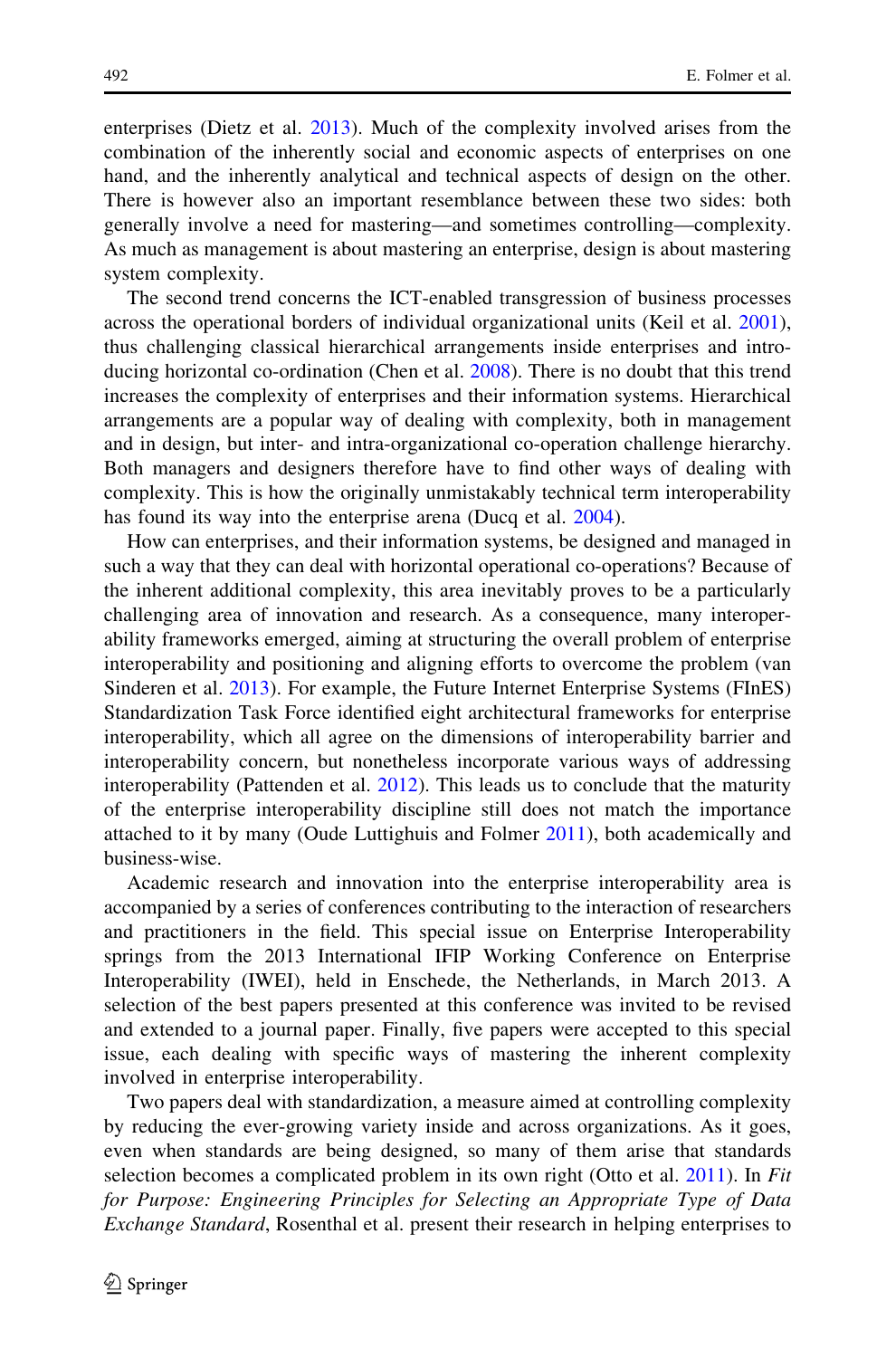enterprises (Dietz et al. 2013). Much of the complexity involved arises from the combination of the inherently social and economic aspects of enterprises on one hand, and the inherently analytical and technical aspects of design on the other. There is however also an important resemblance between these two sides: both generally involve a need for mastering—and sometimes controlling—complexity. As much as management is about mastering an enterprise, design is about mastering system complexity.

The second trend concerns the ICT-enabled transgression of business processes across the operational borders of individual organizational units (Keil et al. 2001), thus challenging classical hierarchical arrangements inside enterprises and introducing horizontal co-ordination (Chen et al. 2008). There is no doubt that this trend increases the complexity of enterprises and their information systems. Hierarchical arrangements are a popular way of dealing with complexity, both in management and in design, but inter- and intra-organizational co-operation challenge hierarchy. Both managers and designers therefore have to find other ways of dealing with complexity. This is how the originally unmistakably technical term interoperability has found its way into the enterprise arena (Ducq et al. 2004).

How can enterprises, and their information systems, be designed and managed in such a way that they can deal with horizontal operational co-operations? Because of the inherent additional complexity, this area inevitably proves to be a particularly challenging area of innovation and research. As a consequence, many interoperability frameworks emerged, aiming at structuring the overall problem of enterprise interoperability and positioning and aligning efforts to overcome the problem (van Sinderen et al. 2013). For example, the Future Internet Enterprise Systems (FInES) Standardization Task Force identified eight architectural frameworks for enterprise interoperability, which all agree on the dimensions of interoperability barrier and interoperability concern, but nonetheless incorporate various ways of addressing interoperability (Pattenden et al. 2012). This leads us to conclude that the maturity of the enterprise interoperability discipline still does not match the importance attached to it by many (Oude Luttighuis and Folmer 2011), both academically and business-wise.

Academic research and innovation into the enterprise interoperability area is accompanied by a series of conferences contributing to the interaction of researchers and practitioners in the field. This special issue on Enterprise Interoperability springs from the 2013 International IFIP Working Conference on Enterprise Interoperability (IWEI), held in Enschede, the Netherlands, in March 2013. A selection of the best papers presented at this conference was invited to be revised and extended to a journal paper. Finally, five papers were accepted to this special issue, each dealing with specific ways of mastering the inherent complexity involved in enterprise interoperability.

Two papers deal with standardization, a measure aimed at controlling complexity by reducing the ever-growing variety inside and across organizations. As it goes, even when standards are being designed, so many of them arise that standards selection becomes a complicated problem in its own right (Otto et al. 2011). In *Fit for Purpose: Engineering Principles for Selecting an Appropriate Type of Data Exchange Standard*, Rosenthal et al. present their research in helping enterprises to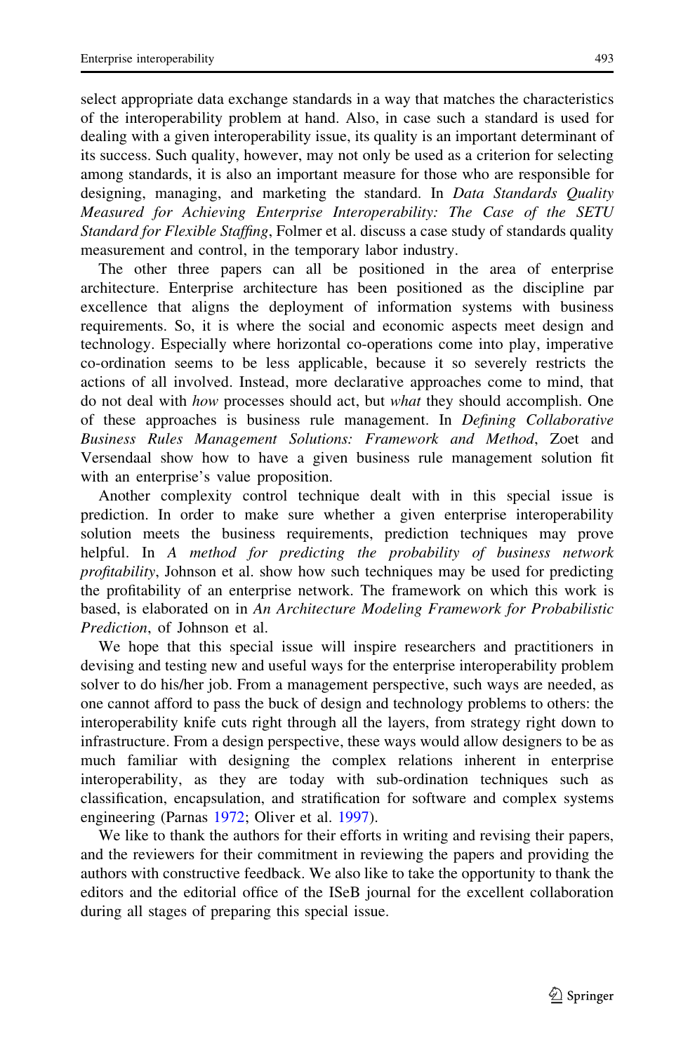select appropriate data exchange standards in a way that matches the characteristics of the interoperability problem at hand. Also, in case such a standard is used for dealing with a given interoperability issue, its quality is an important determinant of its success. Such quality, however, may not only be used as a criterion for selecting among standards, it is also an important measure for those who are responsible for designing, managing, and marketing the standard. In *Data Standards Quality Measured for Achieving Enterprise Interoperability: The Case of the SETU Standard for Flexible Staffing*, Folmer et al. discuss a case study of standards quality measurement and control, in the temporary labor industry.

The other three papers can all be positioned in the area of enterprise architecture. Enterprise architecture has been positioned as the discipline par excellence that aligns the deployment of information systems with business requirements. So, it is where the social and economic aspects meet design and technology. Especially where horizontal co-operations come into play, imperative co-ordination seems to be less applicable, because it so severely restricts the actions of all involved. Instead, more declarative approaches come to mind, that do not deal with *how* processes should act, but *what* they should accomplish. One of these approaches is business rule management. In *Defining Collaborative Business Rules Management Solutions: Framework and Method*, Zoet and Versendaal show how to have a given business rule management solution fit with an enterprise's value proposition.

Another complexity control technique dealt with in this special issue is prediction. In order to make sure whether a given enterprise interoperability solution meets the business requirements, prediction techniques may prove helpful. In *A method for predicting the probability of business network profitability*, Johnson et al. show how such techniques may be used for predicting the profitability of an enterprise network. The framework on which this work is based, is elaborated on in *An Architecture Modeling Framework for Probabilistic Prediction*, of Johnson et al.

We hope that this special issue will inspire researchers and practitioners in devising and testing new and useful ways for the enterprise interoperability problem solver to do his/her job. From a management perspective, such ways are needed, as one cannot afford to pass the buck of design and technology problems to others: the interoperability knife cuts right through all the layers, from strategy right down to infrastructure. From a design perspective, these ways would allow designers to be as much familiar with designing the complex relations inherent in enterprise interoperability, as they are today with sub-ordination techniques such as classification, encapsulation, and stratification for software and complex systems engineering (Parnas 1972; Oliver et al. 1997).

We like to thank the authors for their efforts in writing and revising their papers, and the reviewers for their commitment in reviewing the papers and providing the authors with constructive feedback. We also like to take the opportunity to thank the editors and the editorial office of the ISeB journal for the excellent collaboration during all stages of preparing this special issue.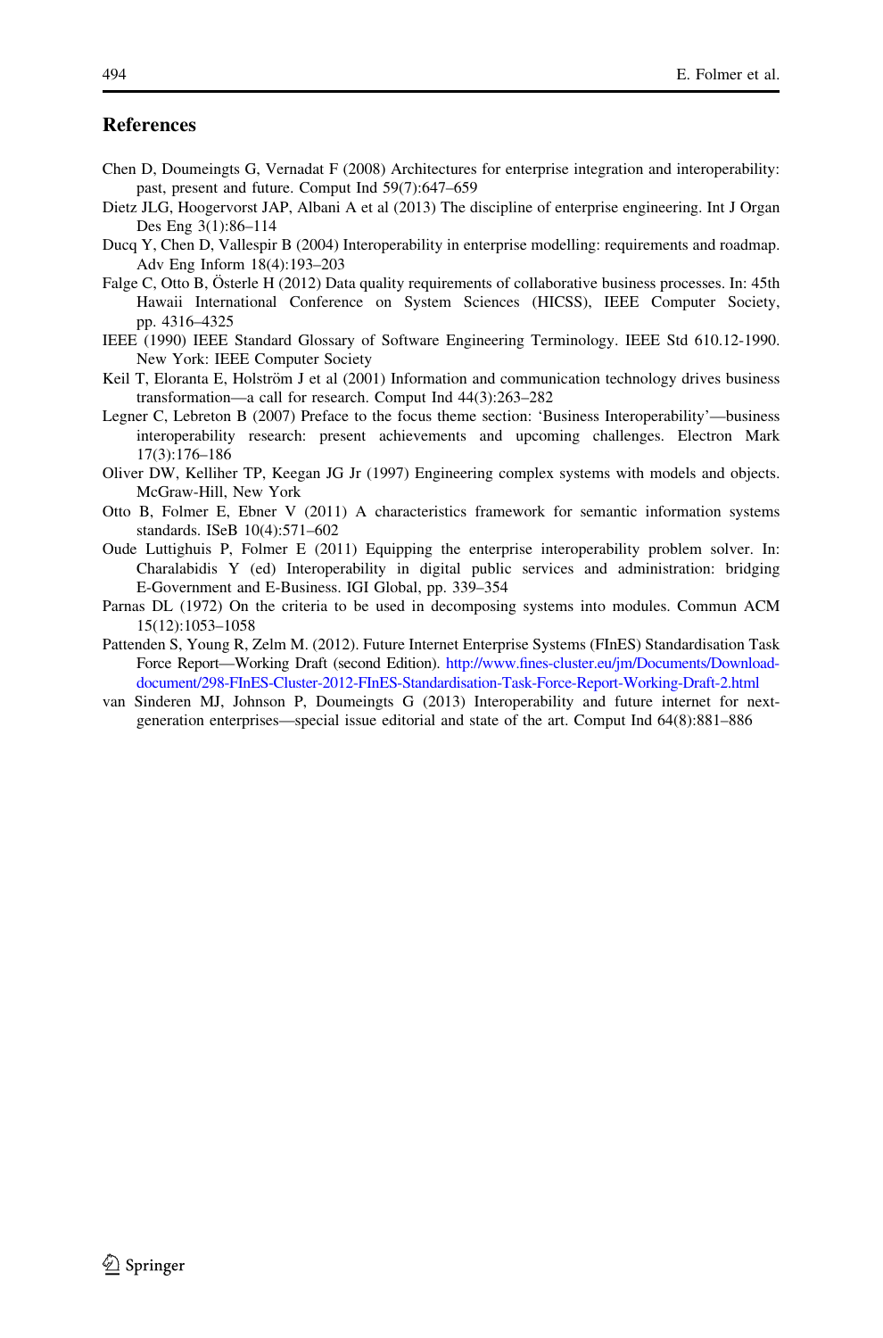## References

Chen D, Doumeingts G, Vernadat F (2008) Architectures for enterprise integration and interoperability: past, present and future. Comput Ind 59(7):647–659

Dietz JLG, Hoogervorst JAP, Albani A et al (2013) The discipline of enterprise engineering. Int J Organ Des Eng 3(1):86–114

Ducq Y, Chen D, Vallespir B (2004) Interoperability in enterprise modelling: requirements and roadmap. Adv Eng Inform 18(4):193–203

Falge C, Otto B, Österle H (2012) Data quality requirements of collaborative business processes. In: 45th Hawaii International Conference on System Sciences (HICSS), IEEE Computer Society, pp. 4316–4325

IEEE (1990) IEEE Standard Glossary of Software Engineering Terminology. IEEE Std 610.12-1990. New York: IEEE Computer Society

Keil T, Eloranta E, Holström J et al (2001) Information and communication technology drives business transformation—a call for research. Comput Ind 44(3):263–282

Legner C, Lebreton B (2007) Preface to the focus theme section: 'Business Interoperability'—business interoperability research: present achievements and upcoming challenges. Electron Mark 17(3):176–186

Oliver DW, Kelliher TP, Keegan JG Jr (1997) Engineering complex systems with models and objects. McGraw-Hill, New York

Otto B, Folmer E, Ebner V (2011) A characteristics framework for semantic information systems standards. ISeB 10(4):571–602

Oude Luttighuis P, Folmer E (2011) Equipping the enterprise interoperability problem solver. In: Charalabidis Y (ed) Interoperability in digital public services and administration: bridging E-Government and E-Business. IGI Global, pp. 339–354

Parnas DL (1972) On the criteria to be used in decomposing systems into modules. Commun ACM 15(12):1053–1058

Pattenden S, Young R, Zelm M. (2012). Future Internet Enterprise Systems (FInES) Standardisation Task Force Report—Working Draft (second Edition). http://www.fines-cluster.eu/jm/Documents/Download-document/298-FInES-Cluster-2012-FInES-Standardisation-Task-Force-Report-Working-Draft-2.html

van Sinderen MJ, Johnson P, Doumeingts G (2013) Interoperability and future internet for next-generation enterprises—special issue editorial and state of the art. Comput Ind 64(8):881–886